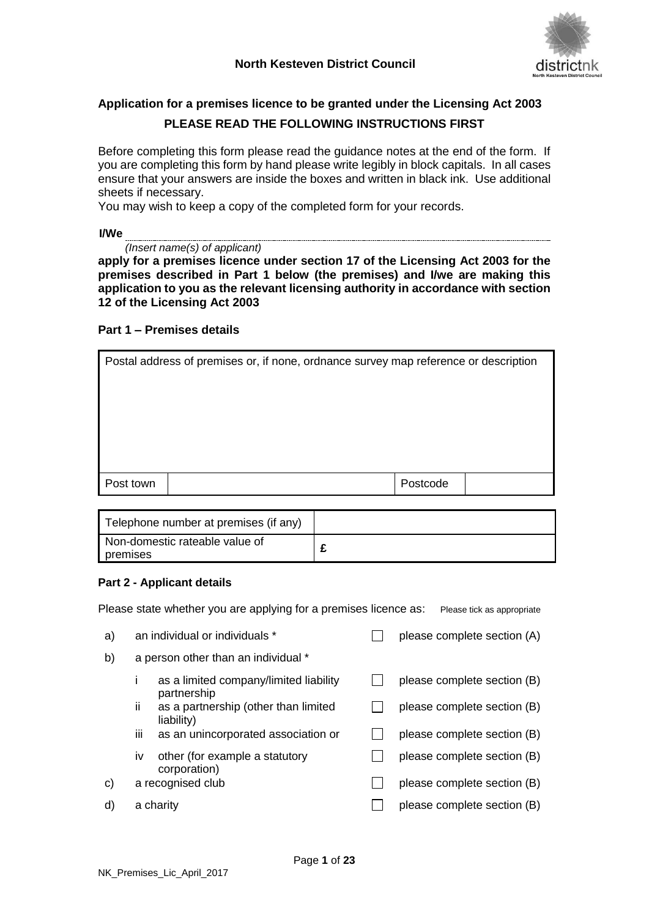**North Kesteven District Council**

## Application for a premises licence to be granted under the Licensing Act 2003

### PLEASE READ THE FOLLOWING INSTRUCTIONS FIRST

Before completing this form please read the guidance notes at the end of the form. If you are completing this form by hand please write legibly in block capitals. In all cases ensure that your answers are inside the boxes and written in black ink. Use additional sheets if necessary.
You may wish to keep a copy of the completed form for your records.

**I/We** ..........................................................................................................................................

*(Insert name(s) of applicant)*

**apply for a premises licence under section 17 of the Licensing Act 2003 for the premises described in Part 1 below (the premises) and I/we are making this application to you as the relevant licensing authority in accordance with section 12 of the Licensing Act 2003**

### Part 1 – Premises details

| Postal address of premises or, if none, ordnance survey map reference or description | | | |
|---|---|---|---|
| Post town | | Postcode | |

| Telephone number at premises (if any) | |
|---|---|
| Non-domestic rateable value of premises | £ |

### Part 2 - Applicant details

Please state whether you are applying for a premises licence as: Please tick as appropriate

| | | | |
|---|---|---|---|
| a) | an individual or individuals * | ☐ | please complete section (A) |
| b) | a person other than an individual * | | |
| | i as a limited company/limited liability partnership | ☐ | please complete section (B) |
| | ii as a partnership (other than limited liability) | ☐ | please complete section (B) |
| | iii as an unincorporated association or | ☐ | please complete section (B) |
| | iv other (for example a statutory corporation) | ☐ | please complete section (B) |
| c) | a recognised club | ☐ | please complete section (B) |
| d) | a charity | ☐ | please complete section (B) |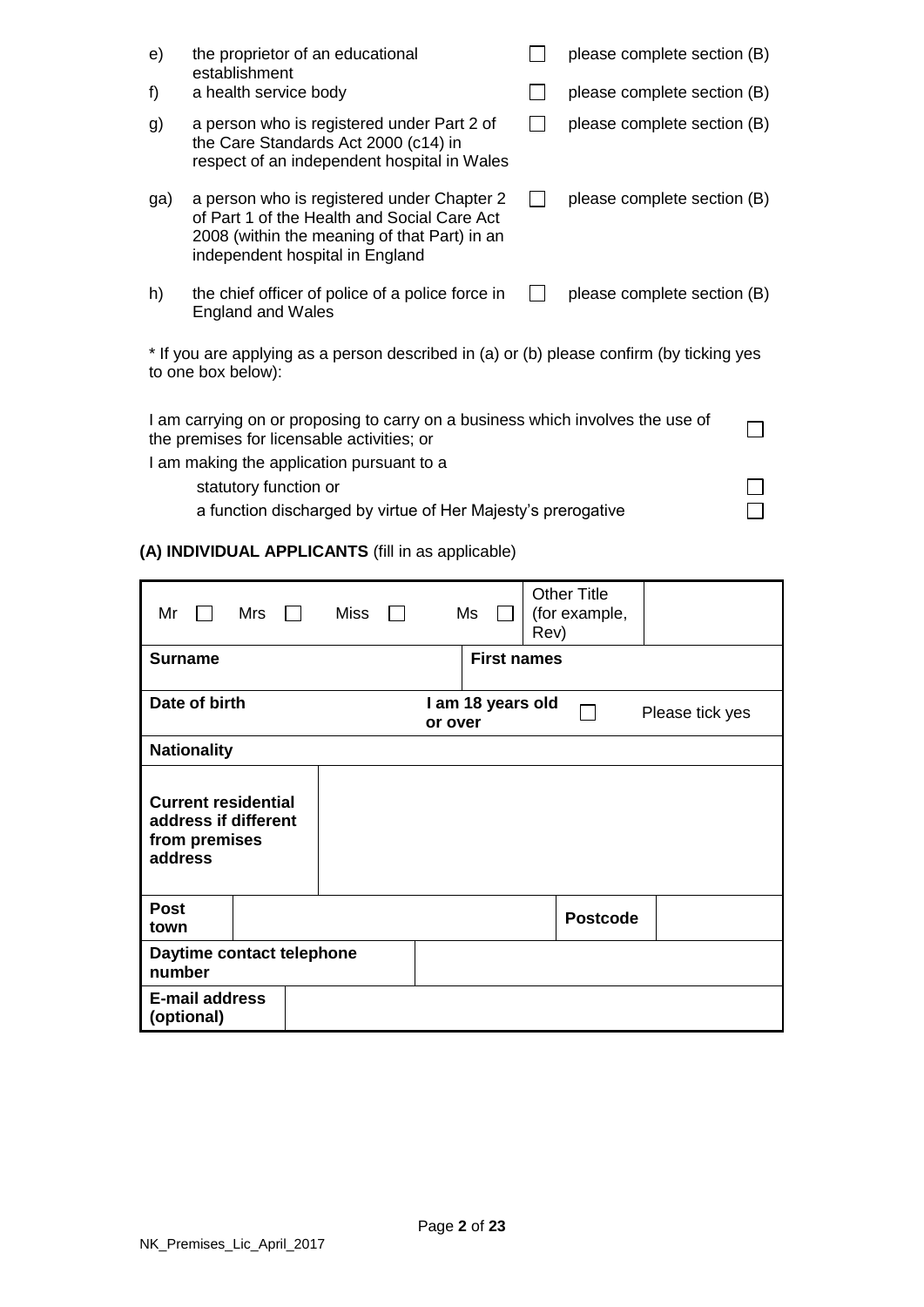| | | | |
|---|---|---|---|
| e) | the proprietor of an educational establishment | ☐ | please complete section (B) |
| f) | a health service body | ☐ | please complete section (B) |
| g) | a person who is registered under Part 2 of the Care Standards Act 2000 (c14) in respect of an independent hospital in Wales | ☐ | please complete section (B) |
| ga) | a person who is registered under Chapter 2 of Part 1 of the Health and Social Care Act 2008 (within the meaning of that Part) in an independent hospital in England | ☐ | please complete section (B) |
| h) | the chief officer of police of a police force in England and Wales | ☐ | please complete section (B) |

* If you are applying as a person described in (a) or (b) please confirm (by ticking yes to one box below):

I am carrying on or proposing to carry on a business which involves the use of the premises for licensable activities; or ☐

I am making the application pursuant to a

statutory function or ☐

a function discharged by virtue of Her Majesty's prerogative ☐

**(A) INDIVIDUAL APPLICANTS** (fill in as applicable)

| | | | |
|---|---|---|---|
| Mr ☐ Mrs ☐ Miss ☐ Ms ☐ | | Other Title (for example, Rev) | |
| **Surname** | | **First names** | |
| **Date of birth** | **I am 18 years old or over** ☐ | Please tick yes | |
| **Nationality** | | | |
| **Current residential address if different from premises address** | | | |
| **Post town** | | **Postcode** | |
| **Daytime contact telephone number** | | | |
| **E-mail address (optional)** | | | |

NK_Premises_Lic_April_2017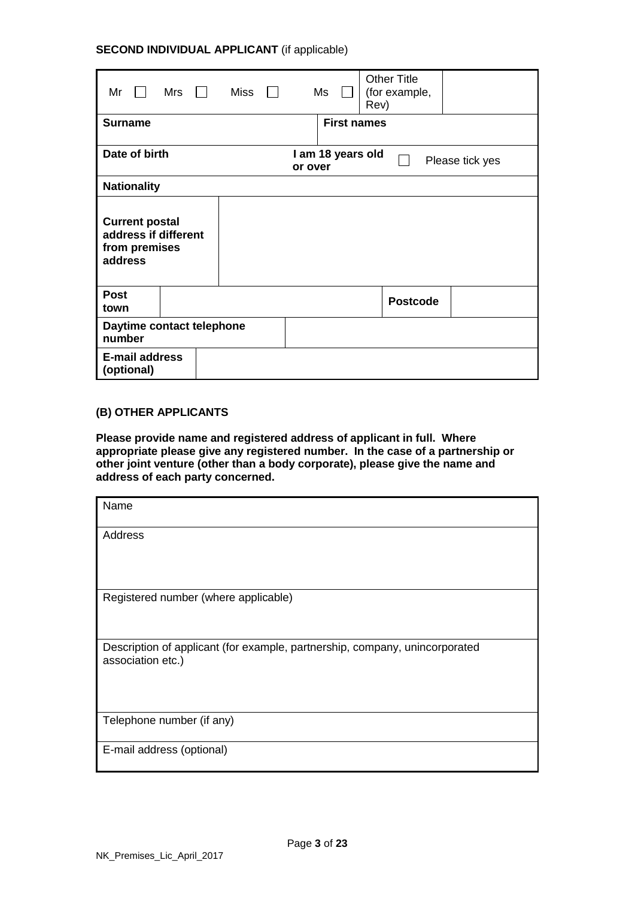**SECOND INDIVIDUAL APPLICANT** (if applicable)

| Mr ☐ Mrs ☐ Miss ☐ Ms ☐ | | Other Title (for example, Rev) | |
|---|---|---|---|
| **Surname** | | **First names** | |
| **Date of birth** | | **I am 18 years old or over** ☐ Please tick yes | |
| **Nationality** | | | |
| **Current postal address if different from premises address** | | | |
| **Post town** | | **Postcode** | |
| **Daytime contact telephone number** | | | |
| **E-mail address (optional)** | | | |

**(B) OTHER APPLICANTS**

**Please provide name and registered address of applicant in full. Where appropriate please give any registered number. In the case of a partnership or other joint venture (other than a body corporate), please give the name and address of each party concerned.**

| Name |
|---|
| Address |
| Registered number (where applicable) |
| Description of applicant (for example, partnership, company, unincorporated association etc.) |
| Telephone number (if any) |
| E-mail address (optional) |

NK_Premises_Lic_April_2017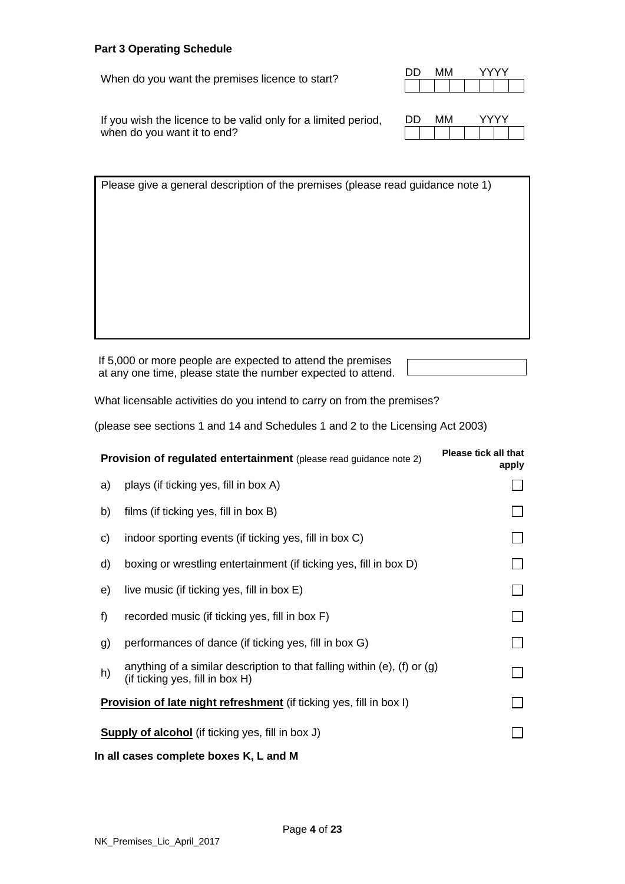**Part 3 Operating Schedule**

| | DD | MM | YYYY |
|---|---|---|---|
| When do you want the premises licence to start? | | | |
| If you wish the licence to be valid only for a limited period, when do you want it to end? | | | |

| Please give a general description of the premises (please read guidance note 1) |
|---|
| |

If 5,000 or more people are expected to attend the premises at any one time, please state the number expected to attend. [ ]

What licensable activities do you intend to carry on from the premises?

(please see sections 1 and 14 and Schedules 1 and 2 to the Licensing Act 2003)

| | **Provision of regulated entertainment** (please read guidance note 2) | **Please tick all that apply** |
|---|---|---|
| a) | plays (if ticking yes, fill in box A) | ☐ |
| b) | films (if ticking yes, fill in box B) | ☐ |
| c) | indoor sporting events (if ticking yes, fill in box C) | ☐ |
| d) | boxing or wrestling entertainment (if ticking yes, fill in box D) | ☐ |
| e) | live music (if ticking yes, fill in box E) | ☐ |
| f) | recorded music (if ticking yes, fill in box F) | ☐ |
| g) | performances of dance (if ticking yes, fill in box G) | ☐ |
| h) | anything of a similar description to that falling within (e), (f) or (g) (if ticking yes, fill in box H) | ☐ |
| | **Provision of late night refreshment** (if ticking yes, fill in box I) | ☐ |
| | **Supply of alcohol** (if ticking yes, fill in box J) | ☐ |

**In all cases complete boxes K, L and M**

NK_Premises_Lic_April_2017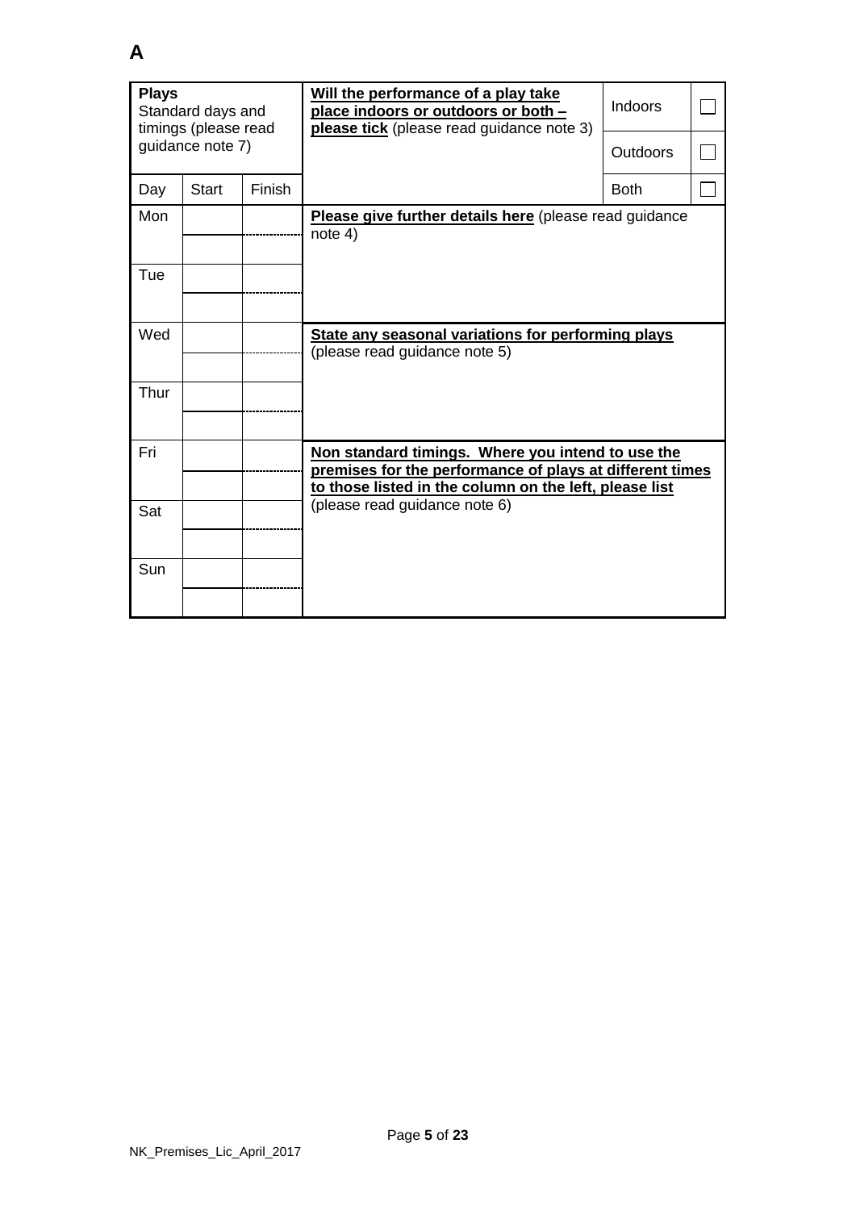**A**

| **Plays** Standard days and timings (please read guidance note 7) | | | **Will the performance of a play take place indoors or outdoors or both – please tick** (please read guidance note 3) | Indoors | ☐ |
|---|---|---|---|---|---|
| | | | | Outdoors | ☐ |
| Day | Start | Finish | | Both | ☐ |
| Mon | | | **Please give further details here** (please read guidance note 4) | | |
| | | | | | |
| Tue | | | | | |
| | | | | | |
| Wed | | | **State any seasonal variations for performing plays** (please read guidance note 5) | | |
| | | | | | |
| Thur | | | | | |
| | | | | | |
| Fri | | | **Non standard timings. Where you intend to use the premises for the performance of plays at different times to those listed in the column on the left, please list** (please read guidance note 6) | | |
| | | | | | |
| Sat | | | | | |
| | | | | | |
| Sun | | | | | |
| | | | | | |

NK_Premises_Lic_April_2017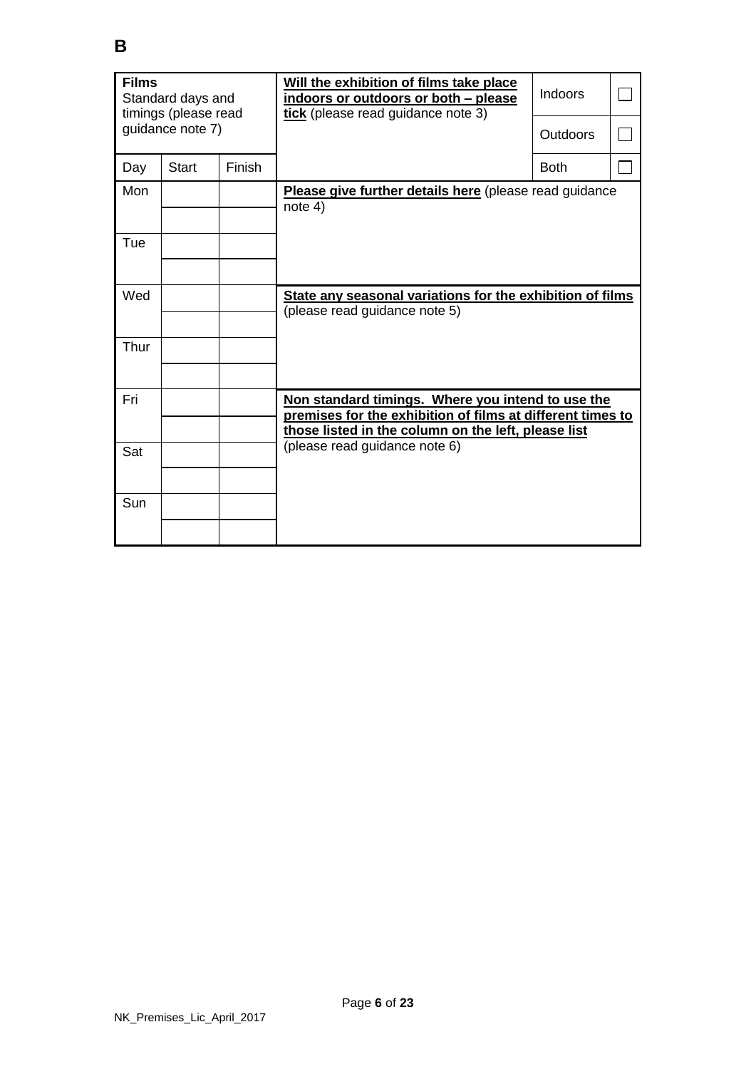**B**

| **Films**<br>Standard days and timings (please read guidance note 7) | | | **Will the exhibition of films take place indoors or outdoors or both – please tick** (please read guidance note 3) | Indoors | ☐ |
|---|---|---|---|---|---|
| | | | | Outdoors | ☐ |
| Day | Start | Finish | | Both | ☐ |
| Mon | | | **Please give further details here** (please read guidance note 4) | | |
| | | | | | |
| Tue | | | | | |
| | | | | | |
| Wed | | | **State any seasonal variations for the exhibition of films** (please read guidance note 5) | | |
| | | | | | |
| Thur | | | | | |
| | | | | | |
| Fri | | | **Non standard timings. Where you intend to use the premises for the exhibition of films at different times to those listed in the column on the left, please list** (please read guidance note 6) | | |
| | | | | | |
| Sat | | | | | |
| | | | | | |
| Sun | | | | | |
| | | | | | |

NK_Premises_Lic_April_2017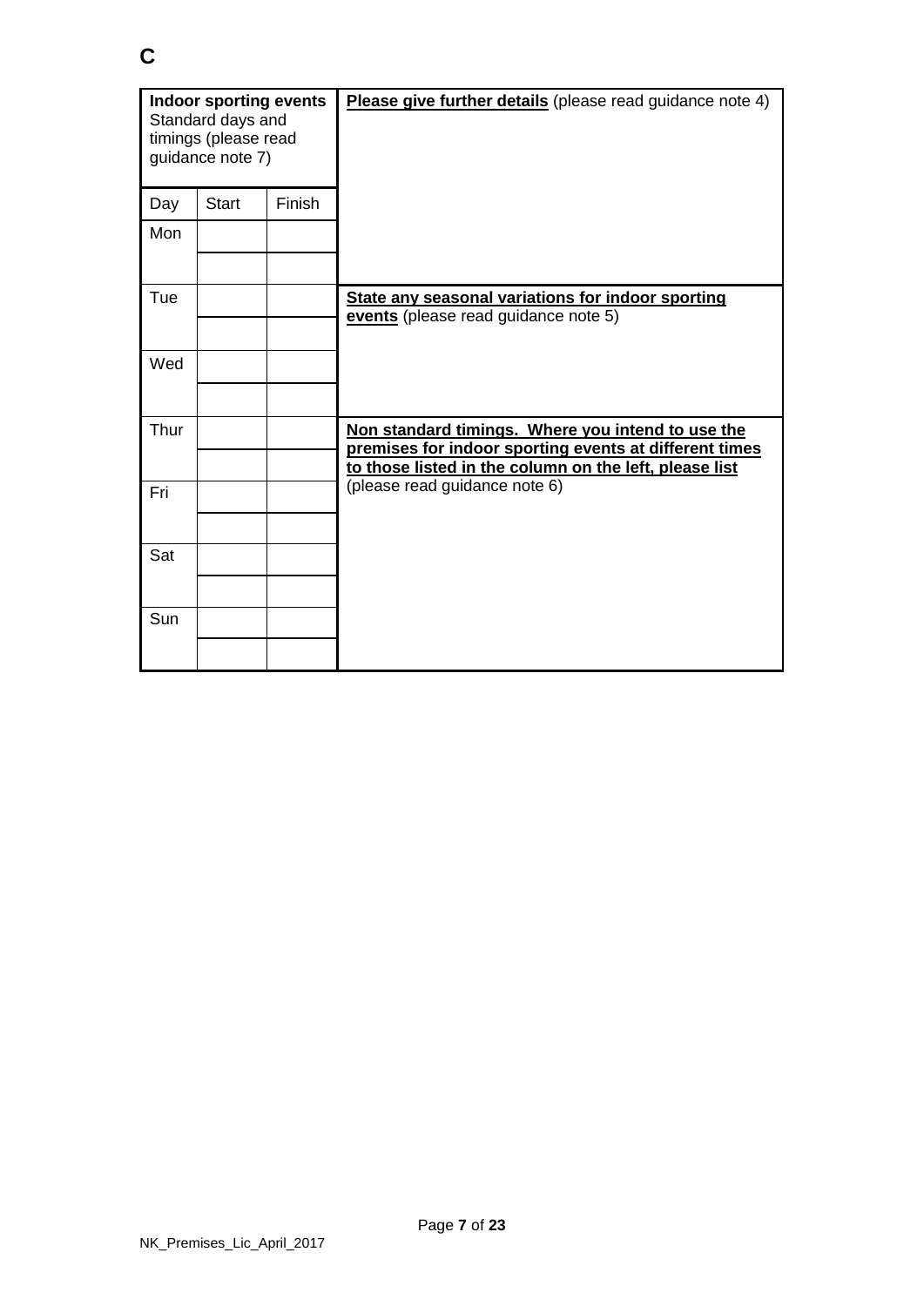**C**

| **Indoor sporting events** Standard days and timings (please read guidance note 7) | | | **Please give further details** (please read guidance note 4) |
|---|---|---|---|
| Day | Start | Finish | |
| Mon | | | |
| | | | |
| Tue | | | **State any seasonal variations for indoor sporting events** (please read guidance note 5) |
| | | | |
| Wed | | | |
| | | | |
| Thur | | | **Non standard timings. Where you intend to use the premises for indoor sporting events at different times to those listed in the column on the left, please list** (please read guidance note 6) |
| | | | |
| Fri | | | |
| | | | |
| Sat | | | |
| | | | |
| Sun | | | |
| | | | |

NK_Premises_Lic_April_2017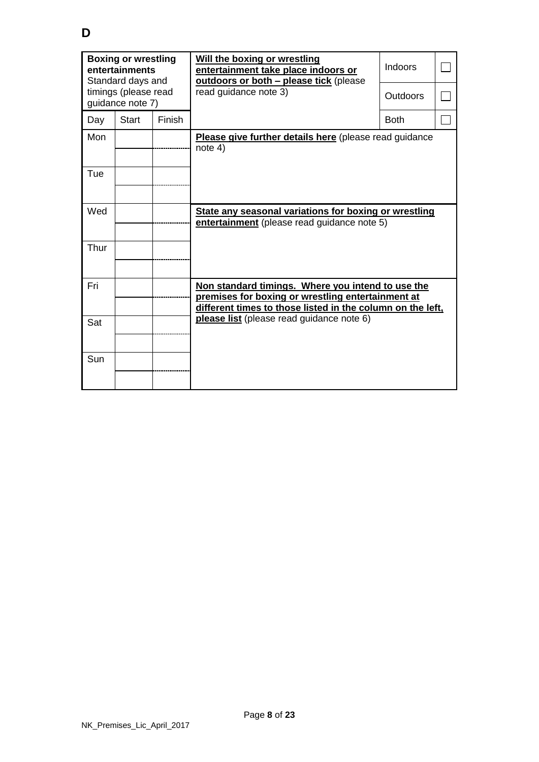# D

| **Boxing or wrestling entertainments** Standard days and timings (please read guidance note 7) | | | **Will the boxing or wrestling entertainment take place indoors or outdoors or both – please tick** (please read guidance note 3) | Indoors | ☐ |
|---|---|---|---|---|---|
| | | | | Outdoors | ☐ |
| Day | Start | Finish | | Both | ☐ |
| Mon | | | **Please give further details here** (please read guidance note 4) | | |
| | | | | | |
| Tue | | | | | |
| | | | | | |
| Wed | | | **State any seasonal variations for boxing or wrestling entertainment** (please read guidance note 5) | | |
| | | | | | |
| Thur | | | | | |
| | | | | | |
| Fri | | | **Non standard timings. Where you intend to use the premises for boxing or wrestling entertainment at different times to those listed in the column on the left, please list** (please read guidance note 6) | | |
| | | | | | |
| Sat | | | | | |
| | | | | | |
| Sun | | | | | |
| | | | | | |

NK_Premises_Lic_April_2017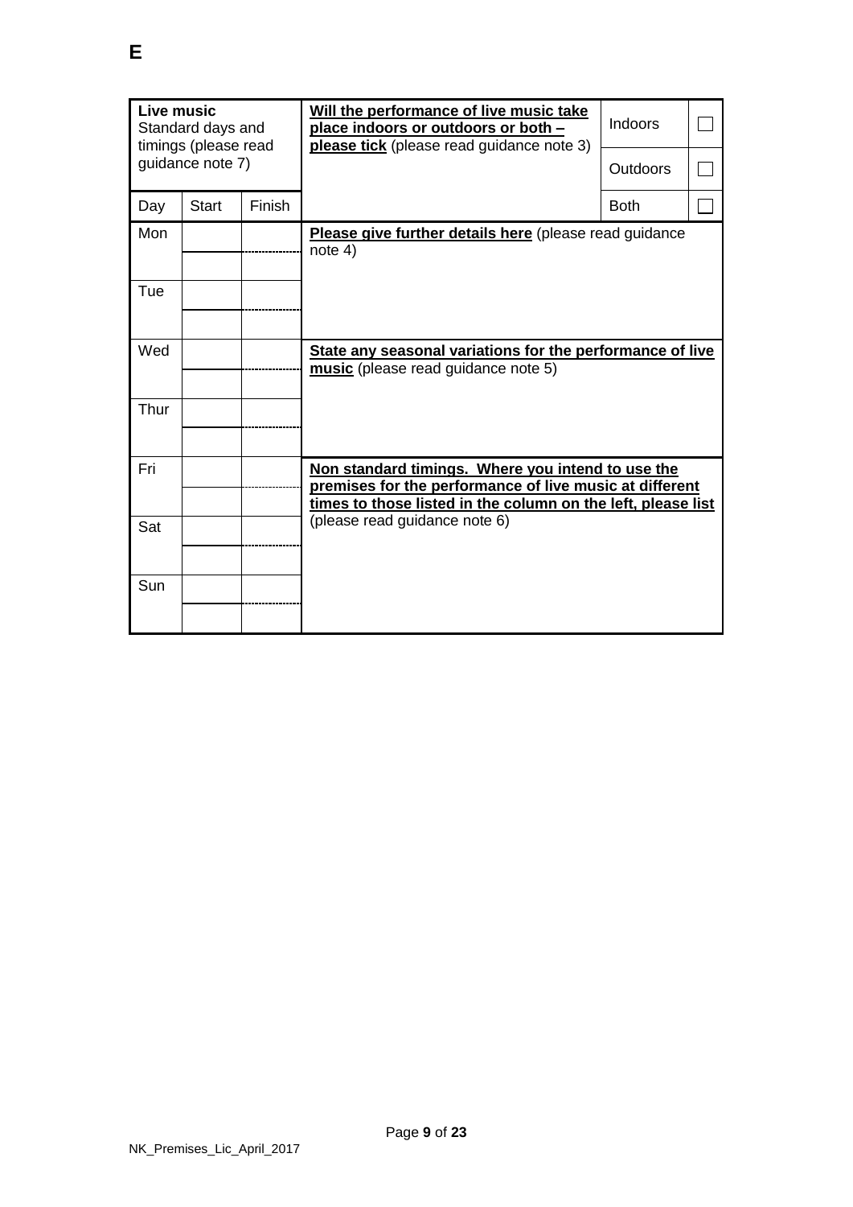# E

| **Live music** Standard days and timings (please read guidance note 7) | | | **Will the performance of live music take place indoors or outdoors or both – please tick** (please read guidance note 3) | Indoors | ☐ |
|---|---|---|---|---|---|
| | | | | Outdoors | ☐ |
| Day | Start | Finish | | Both | ☐ |
| Mon | | | **Please give further details here** (please read guidance note 4) | | |
| | | | | | |
| Tue | | | | | |
| | | | | | |
| Wed | | | **State any seasonal variations for the performance of live music** (please read guidance note 5) | | |
| | | | | | |
| Thur | | | | | |
| | | | | | |
| Fri | | | **Non standard timings. Where you intend to use the premises for the performance of live music at different times to those listed in the column on the left, please list** (please read guidance note 6) | | |
| | | | | | |
| Sat | | | | | |
| | | | | | |
| Sun | | | | | |
| | | | | | |

NK_Premises_Lic_April_2017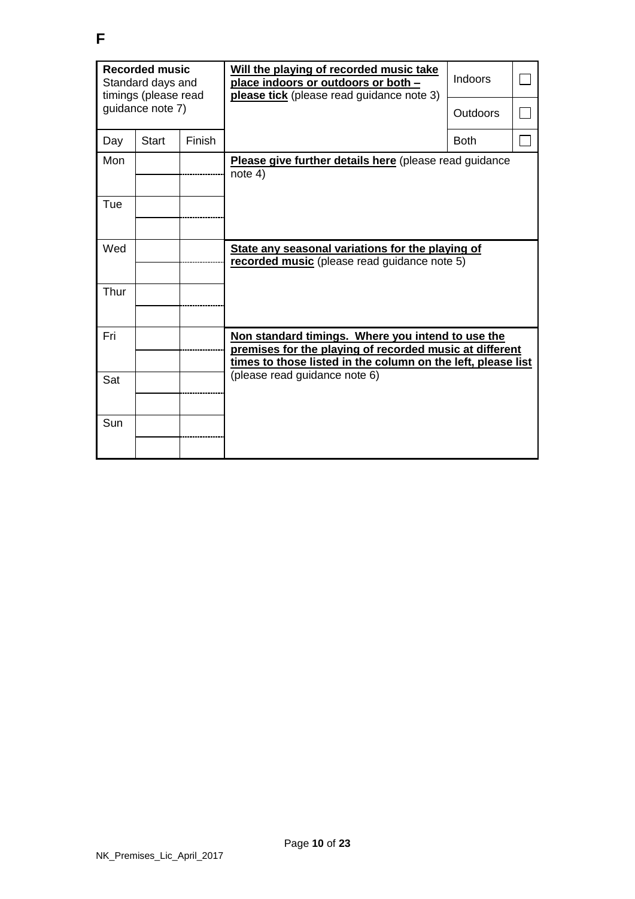**F**

| **Recorded music** Standard days and timings (please read guidance note 7) | | | **Will the playing of recorded music take place indoors or outdoors or both – please tick** (please read guidance note 3) | Indoors | ☐ |
|---|---|---|---|---|---|
| | | | | Outdoors | ☐ |
| Day | Start | Finish | | Both | ☐ |
| Mon | | | **Please give further details here** (please read guidance note 4) | | |
| | | | | | |
| Tue | | | | | |
| | | | | | |
| Wed | | | **State any seasonal variations for the playing of recorded music** (please read guidance note 5) | | |
| | | | | | |
| Thur | | | | | |
| | | | | | |
| Fri | | | **Non standard timings. Where you intend to use the premises for the playing of recorded music at different times to those listed in the column on the left, please list** (please read guidance note 6) | | |
| | | | | | |
| Sat | | | | | |
| | | | | | |
| Sun | | | | | |
| | | | | | |

NK_Premises_Lic_April_2017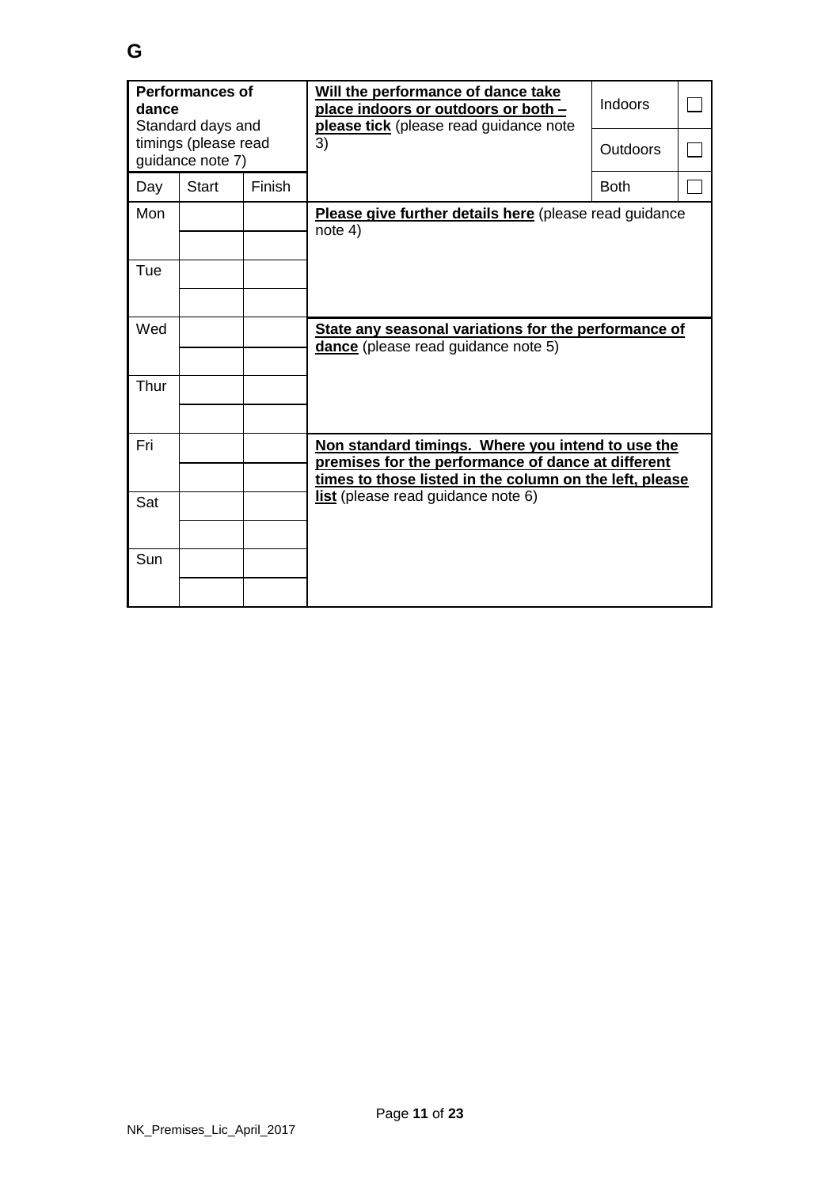**G**

| **Performances of dance** Standard days and timings (please read guidance note 7) | | | **Will the performance of dance take place indoors or outdoors or both – please tick** (please read guidance note 3) | Indoors | ☐ |
|---|---|---|---|---|---|
| | | | | Outdoors | ☐ |
| Day | Start | Finish | | Both | ☐ |
| Mon | | | **Please give further details here** (please read guidance note 4) | | |
| | | | | | |
| Tue | | | | | |
| | | | | | |
| Wed | | | **State any seasonal variations for the performance of dance** (please read guidance note 5) | | |
| | | | | | |
| Thur | | | | | |
| | | | | | |
| Fri | | | **Non standard timings. Where you intend to use the premises for the performance of dance at different times to those listed in the column on the left, please list** (please read guidance note 6) | | |
| | | | | | |
| Sat | | | | | |
| | | | | | |
| Sun | | | | | |
| | | | | | |

NK_Premises_Lic_April_2017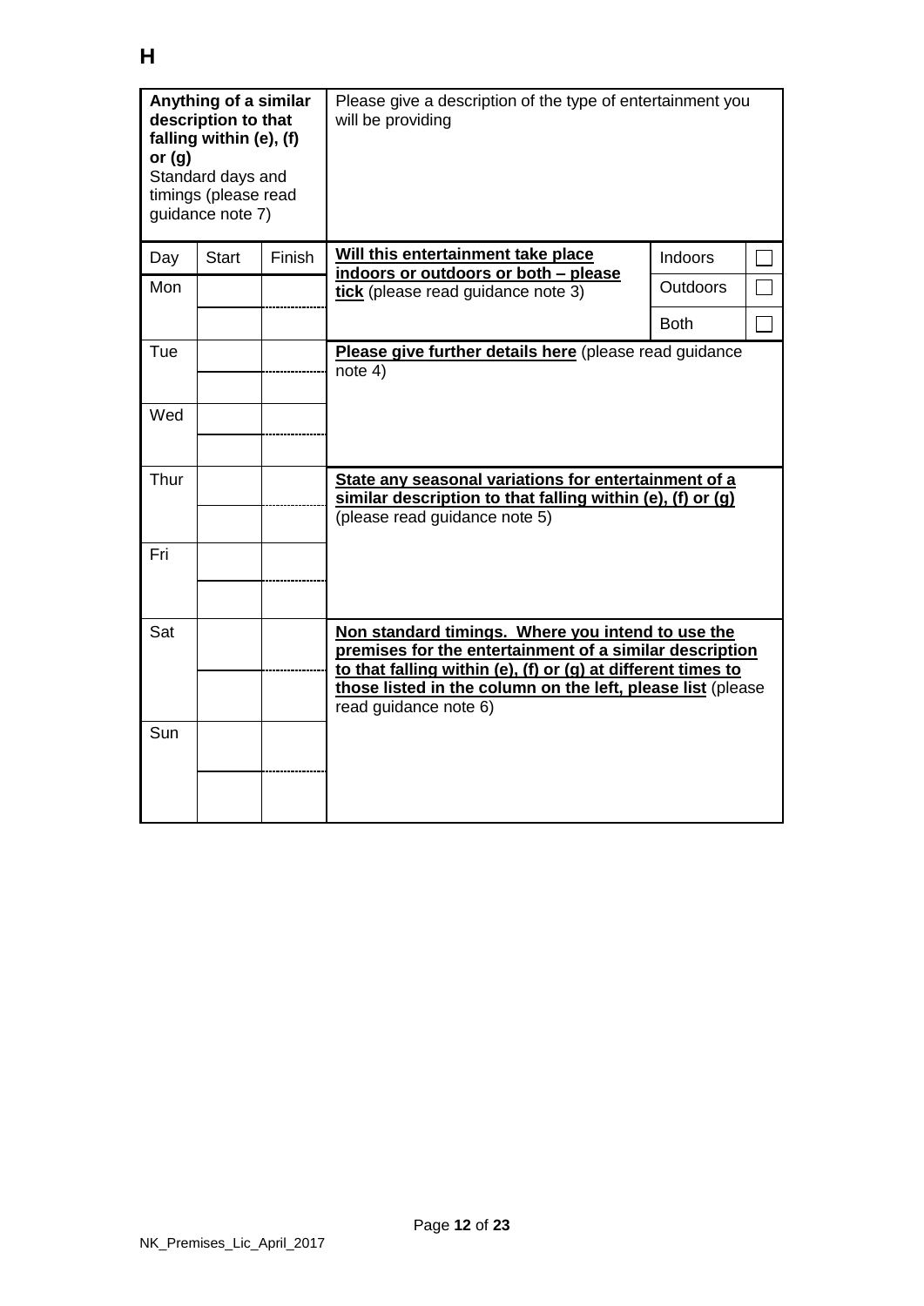**H**

| **Anything of a similar description to that falling within (e), (f) or (g)** Standard days and timings (please read guidance note 7) | | | Please give a description of the type of entertainment you will be providing | | |
|---|---|---|---|---|---|
| Day | Start | Finish | **Will this entertainment take place indoors or outdoors or both – please tick** (please read guidance note 3) | Indoors | ☐ |
| Mon | | | | Outdoors | ☐ |
| | | | | Both | ☐ |
| Tue | | | **Please give further details here** (please read guidance note 4) | | |
| | | | | | |
| Wed | | | | | |
| | | | | | |
| Thur | | | **State any seasonal variations for entertainment of a similar description to that falling within (e), (f) or (g)** (please read guidance note 5) | | |
| | | | | | |
| Fri | | | | | |
| | | | | | |
| Sat | | | **Non standard timings. Where you intend to use the premises for the entertainment of a similar description to that falling within (e), (f) or (g) at different times to those listed in the column on the left, please list** (please read guidance note 6) | | |
| | | | | | |
| Sun | | | | | |
| | | | | | |

NK_Premises_Lic_April_2017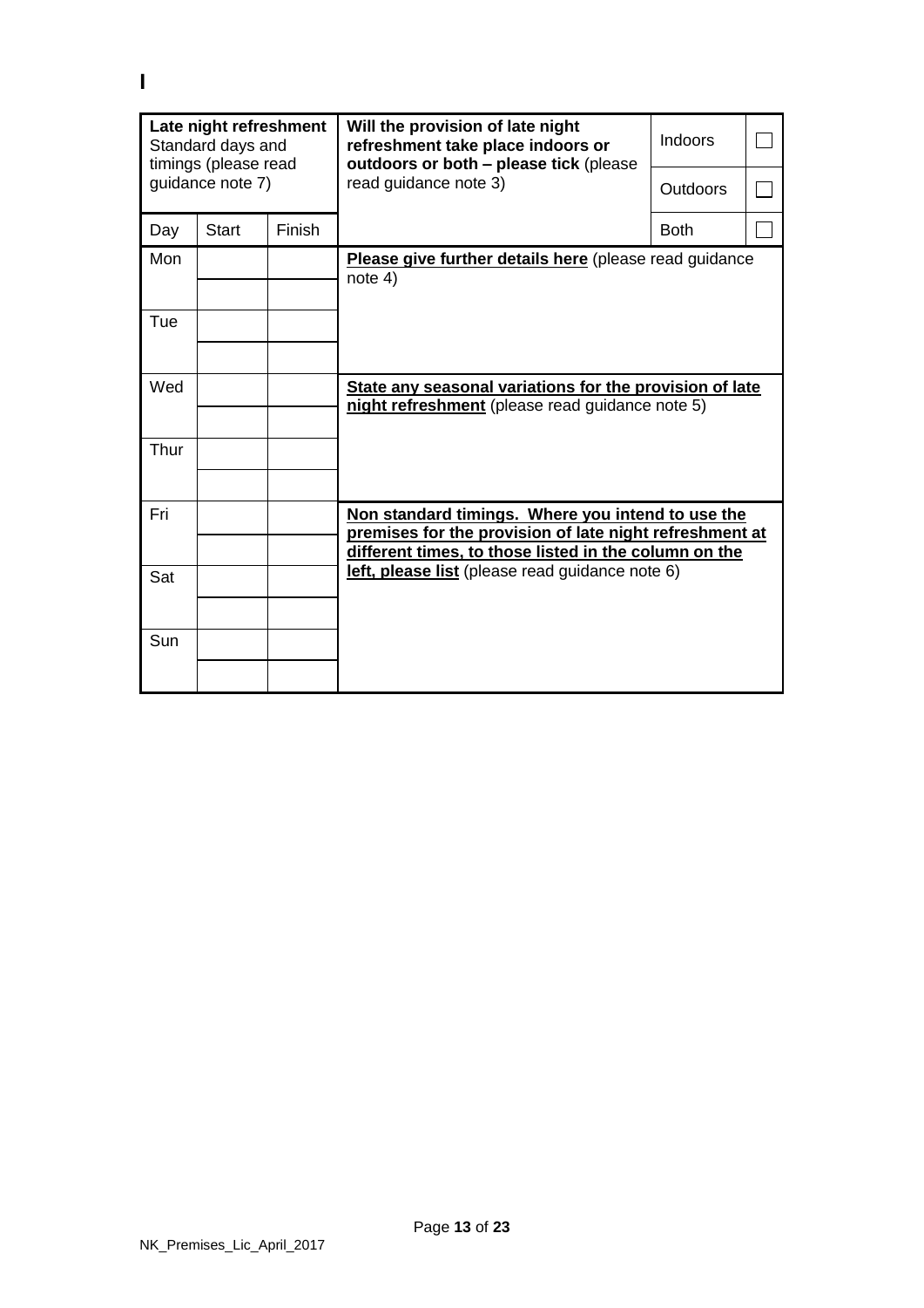**I**

| **Late night refreshment** Standard days and timings (please read guidance note 7) | | | **Will the provision of late night refreshment take place indoors or outdoors or both – please tick** (please read guidance note 3) | Indoors | ☐ |
|---|---|---|---|---|---|
| | | | | Outdoors | ☐ |
| Day | Start | Finish | | Both | ☐ |
| Mon | | | **Please give further details here** (please read guidance note 4) | | |
| | | | | | |
| Tue | | | | | |
| | | | | | |
| Wed | | | **State any seasonal variations for the provision of late night refreshment** (please read guidance note 5) | | |
| | | | | | |
| Thur | | | | | |
| | | | | | |
| Fri | | | **Non standard timings. Where you intend to use the premises for the provision of late night refreshment at different times, to those listed in the column on the left, please list** (please read guidance note 6) | | |
| | | | | | |
| Sat | | | | | |
| | | | | | |
| Sun | | | | | |
| | | | | | |

NK_Premises_Lic_April_2017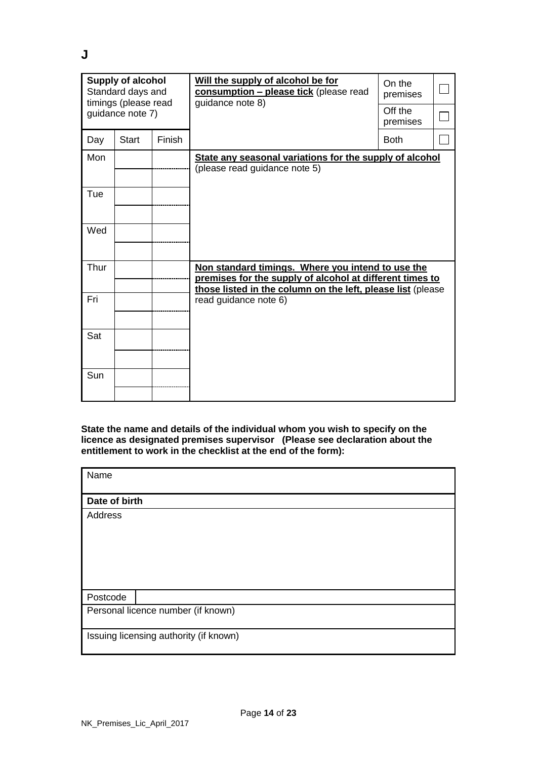# J

| **Supply of alcohol** Standard days and timings (please read guidance note 7) | | | **Will the supply of alcohol be for consumption – please tick** (please read guidance note 8) | On the premises | ☐ |
|---|---|---|---|---|---|
| | | | | Off the premises | ☐ |
| Day | Start | Finish | | Both | ☐ |
| Mon | | | **State any seasonal variations for the supply of alcohol** (please read guidance note 5) | | |
| | | | | | |
| Tue | | | | | |
| | | | | | |
| Wed | | | | | |
| | | | | | |
| Thur | | | **Non standard timings. Where you intend to use the premises for the supply of alcohol at different times to those listed in the column on the left, please list** (please read guidance note 6) | | |
| | | | | | |
| Fri | | | | | |
| | | | | | |
| Sat | | | | | |
| | | | | | |
| Sun | | | | | |
| | | | | | |

**State the name and details of the individual whom you wish to specify on the licence as designated premises supervisor (Please see declaration about the entitlement to work in the checklist at the end of the form):**

| Name | |
|---|---|
| **Date of birth** | |
| Address | |
| Postcode | |
| Personal licence number (if known) | |
| Issuing licensing authority (if known) | |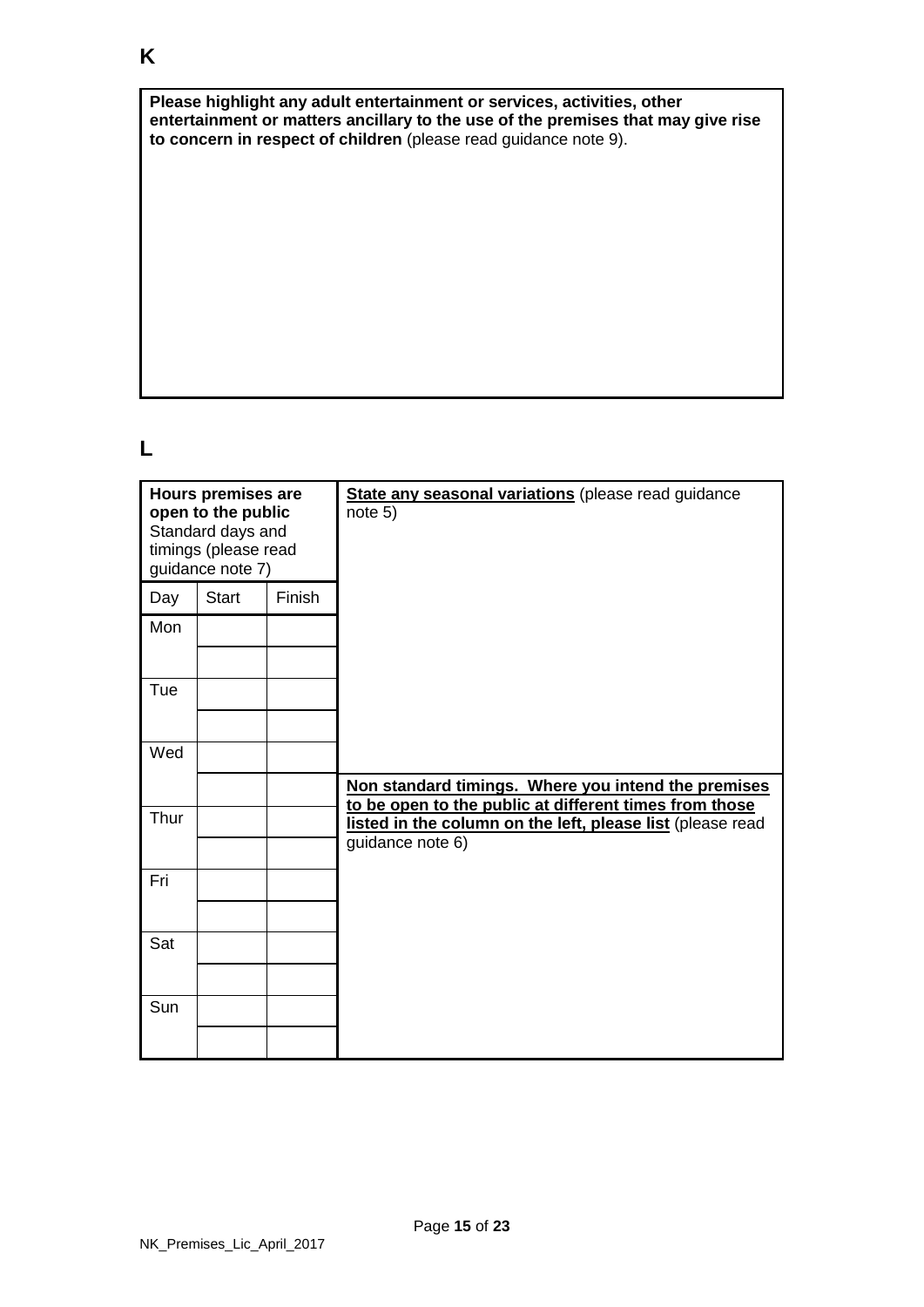**K**

**Please highlight any adult entertainment or services, activities, other entertainment or matters ancillary to the use of the premises that may give rise to concern in respect of children** (please read guidance note 9).

**L**

| **Hours premises are open to the public** Standard days and timings (please read guidance note 7) | | |
|---|---|---|
| Day | Start | Finish |
| Mon | | |
| | | |
| Tue | | |
| | | |
| Wed | | |
| | | |
| Thur | | |
| | | |
| Fri | | |
| | | |
| Sat | | |
| | | |
| Sun | | |
| | | |

**State any seasonal variations** (please read guidance note 5)

**Non standard timings. Where you intend the premises to be open to the public at different times from those listed in the column on the left, please list** (please read guidance note 6)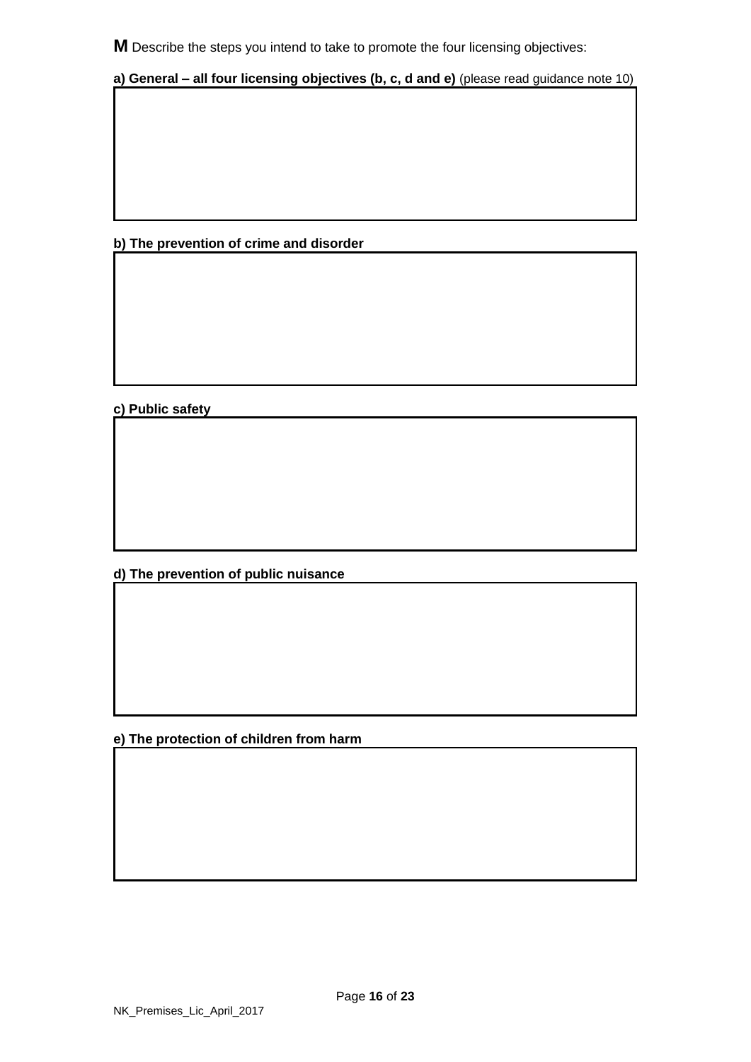**M** Describe the steps you intend to take to promote the four licensing objectives:

**a) General – all four licensing objectives (b, c, d and e)** (please read guidance note 10)

**b) The prevention of crime and disorder**

**c) Public safety**

**d) The prevention of public nuisance**

**e) The protection of children from harm**

NK_Premises_Lic_April_2017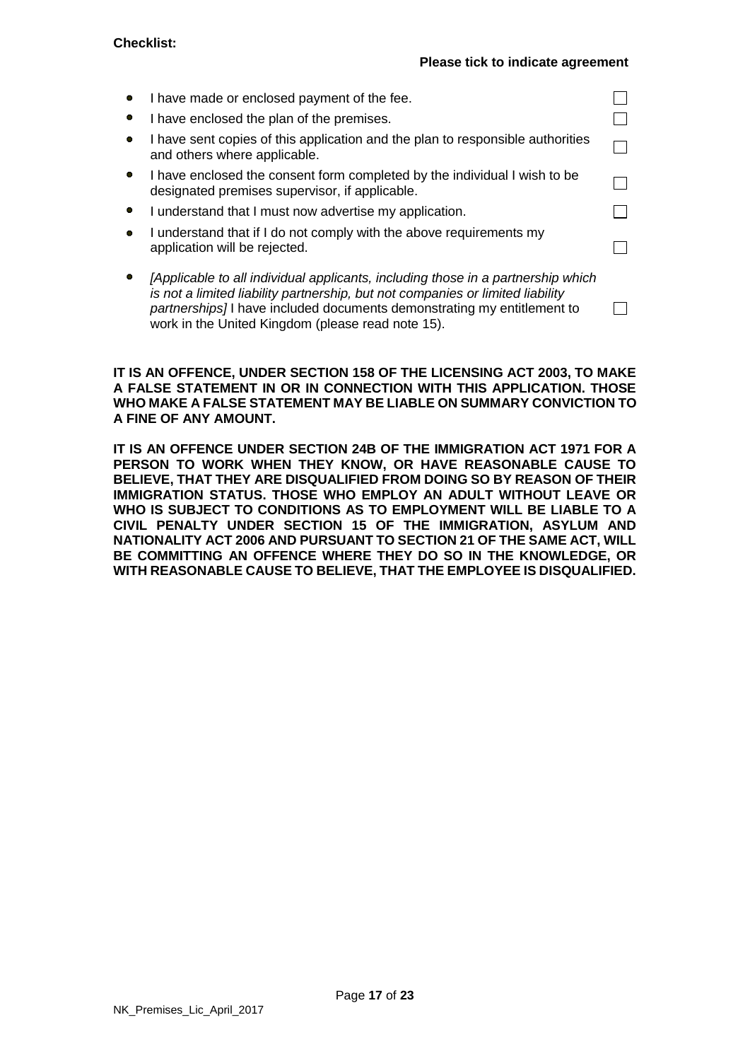**Checklist:**

**Please tick to indicate agreement**

- I have made or enclosed payment of the fee. ☐
- I have enclosed the plan of the premises. ☐
- I have sent copies of this application and the plan to responsible authorities and others where applicable. ☐
- I have enclosed the consent form completed by the individual I wish to be designated premises supervisor, if applicable. ☐
- I understand that I must now advertise my application. ☐
- I understand that if I do not comply with the above requirements my application will be rejected. ☐
- *[Applicable to all individual applicants, including those in a partnership which is not a limited liability partnership, but not companies or limited liability partnerships]* I have included documents demonstrating my entitlement to work in the United Kingdom (please read note 15). ☐

**IT IS AN OFFENCE, UNDER SECTION 158 OF THE LICENSING ACT 2003, TO MAKE A FALSE STATEMENT IN OR IN CONNECTION WITH THIS APPLICATION. THOSE WHO MAKE A FALSE STATEMENT MAY BE LIABLE ON SUMMARY CONVICTION TO A FINE OF ANY AMOUNT.**

**IT IS AN OFFENCE UNDER SECTION 24B OF THE IMMIGRATION ACT 1971 FOR A PERSON TO WORK WHEN THEY KNOW, OR HAVE REASONABLE CAUSE TO BELIEVE, THAT THEY ARE DISQUALIFIED FROM DOING SO BY REASON OF THEIR IMMIGRATION STATUS. THOSE WHO EMPLOY AN ADULT WITHOUT LEAVE OR WHO IS SUBJECT TO CONDITIONS AS TO EMPLOYMENT WILL BE LIABLE TO A CIVIL PENALTY UNDER SECTION 15 OF THE IMMIGRATION, ASYLUM AND NATIONALITY ACT 2006 AND PURSUANT TO SECTION 21 OF THE SAME ACT, WILL BE COMMITTING AN OFFENCE WHERE THEY DO SO IN THE KNOWLEDGE, OR WITH REASONABLE CAUSE TO BELIEVE, THAT THE EMPLOYEE IS DISQUALIFIED.**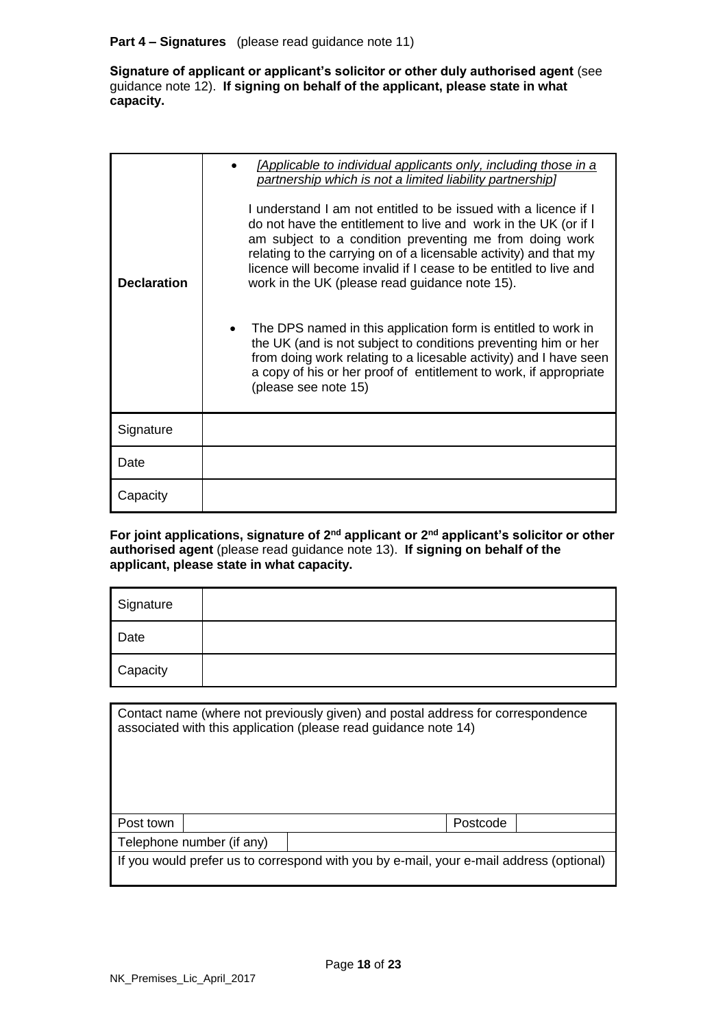**Part 4 – Signatures** (please read guidance note 11)

**Signature of applicant or applicant's solicitor or other duly authorised agent** (see guidance note 12). **If signing on behalf of the applicant, please state in what capacity.**

| | |
|---|---|
| **Declaration** | • *[Applicable to individual applicants only, including those in a partnership which is not a limited liability partnership]*<br><br>I understand I am not entitled to be issued with a licence if I do not have the entitlement to live and work in the UK (or if I am subject to a condition preventing me from doing work relating to the carrying on of a licensable activity) and that my licence will become invalid if I cease to be entitled to live and work in the UK (please read guidance note 15).<br><br>• The DPS named in this application form is entitled to work in the UK (and is not subject to conditions preventing him or her from doing work relating to a licesable activity) and I have seen a copy of his or her proof of entitlement to work, if appropriate (please see note 15) |
| Signature | |
| Date | |
| Capacity | |

**For joint applications, signature of 2nd applicant or 2nd applicant's solicitor or other authorised agent** (please read guidance note 13). **If signing on behalf of the applicant, please state in what capacity.**

| | |
|---|---|
| Signature | |
| Date | |
| Capacity | |

| | | | |
|---|---|---|---|
| Contact name (where not previously given) and postal address for correspondence associated with this application (please read guidance note 14) | | | |
| Post town | | Postcode | |
| Telephone number (if any) | | | |
| If you would prefer us to correspond with you by e-mail, your e-mail address (optional) | | | |

NK_Premises_Lic_April_2017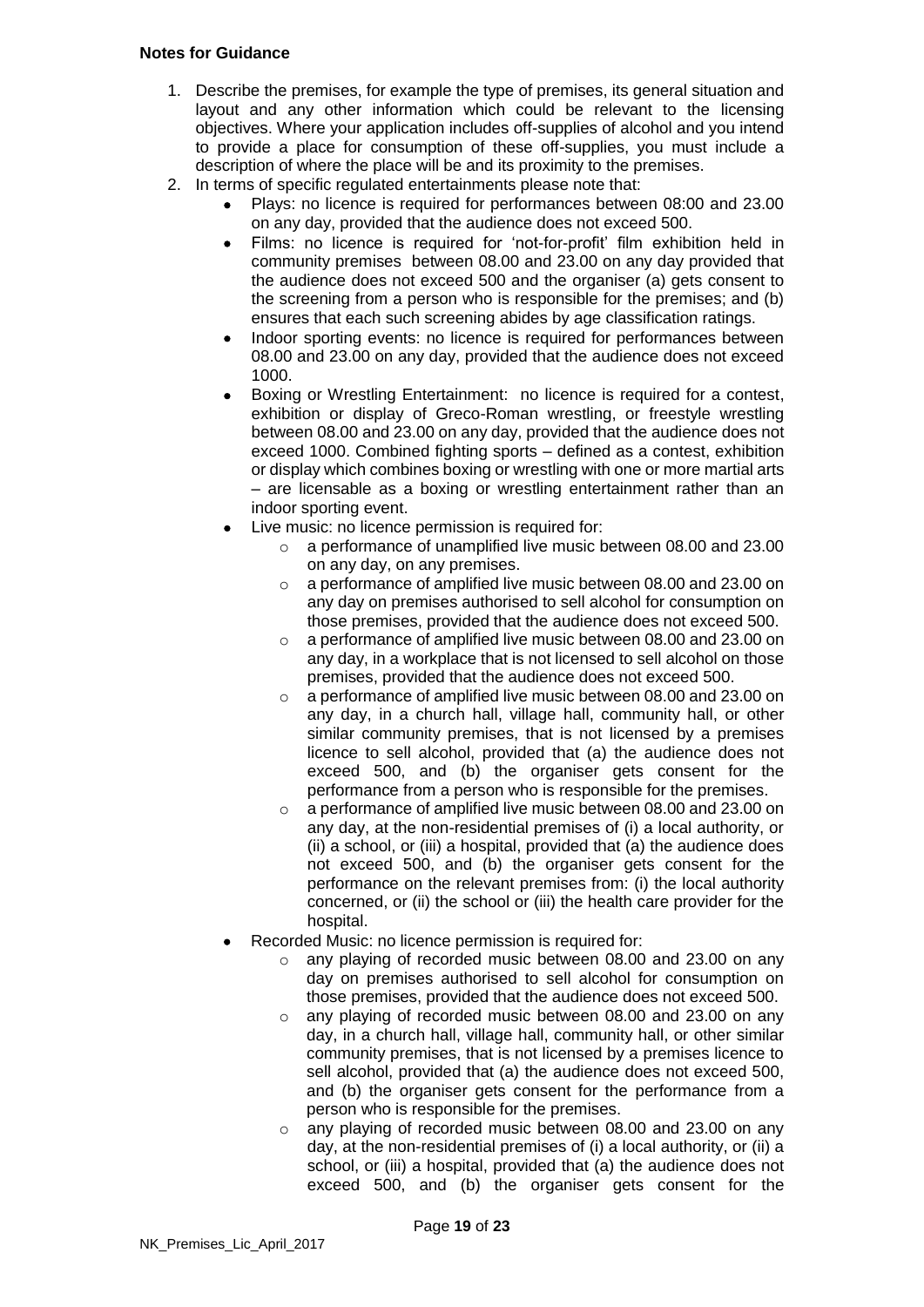**Notes for Guidance**

1. Describe the premises, for example the type of premises, its general situation and layout and any other information which could be relevant to the licensing objectives. Where your application includes off-supplies of alcohol and you intend to provide a place for consumption of these off-supplies, you must include a description of where the place will be and its proximity to the premises.
2. In terms of specific regulated entertainments please note that:
   - Plays: no licence is required for performances between 08:00 and 23.00 on any day, provided that the audience does not exceed 500.
   - Films: no licence is required for 'not-for-profit' film exhibition held in community premises between 08.00 and 23.00 on any day provided that the audience does not exceed 500 and the organiser (a) gets consent to the screening from a person who is responsible for the premises; and (b) ensures that each such screening abides by age classification ratings.
   - Indoor sporting events: no licence is required for performances between 08.00 and 23.00 on any day, provided that the audience does not exceed 1000.
   - Boxing or Wrestling Entertainment: no licence is required for a contest, exhibition or display of Greco-Roman wrestling, or freestyle wrestling between 08.00 and 23.00 on any day, provided that the audience does not exceed 1000. Combined fighting sports – defined as a contest, exhibition or display which combines boxing or wrestling with one or more martial arts – are licensable as a boxing or wrestling entertainment rather than an indoor sporting event.
   - Live music: no licence permission is required for:
     - a performance of unamplified live music between 08.00 and 23.00 on any day, on any premises.
     - a performance of amplified live music between 08.00 and 23.00 on any day on premises authorised to sell alcohol for consumption on those premises, provided that the audience does not exceed 500.
     - a performance of amplified live music between 08.00 and 23.00 on any day, in a workplace that is not licensed to sell alcohol on those premises, provided that the audience does not exceed 500.
     - a performance of amplified live music between 08.00 and 23.00 on any day, in a church hall, village hall, community hall, or other similar community premises, that is not licensed by a premises licence to sell alcohol, provided that (a) the audience does not exceed 500, and (b) the organiser gets consent for the performance from a person who is responsible for the premises.
     - a performance of amplified live music between 08.00 and 23.00 on any day, at the non-residential premises of (i) a local authority, or (ii) a school, or (iii) a hospital, provided that (a) the audience does not exceed 500, and (b) the organiser gets consent for the performance on the relevant premises from: (i) the local authority concerned, or (ii) the school or (iii) the health care provider for the hospital.
   - Recorded Music: no licence permission is required for:
     - any playing of recorded music between 08.00 and 23.00 on any day on premises authorised to sell alcohol for consumption on those premises, provided that the audience does not exceed 500.
     - any playing of recorded music between 08.00 and 23.00 on any day, in a church hall, village hall, community hall, or other similar community premises, that is not licensed by a premises licence to sell alcohol, provided that (a) the audience does not exceed 500, and (b) the organiser gets consent for the performance from a person who is responsible for the premises.
     - any playing of recorded music between 08.00 and 23.00 on any day, at the non-residential premises of (i) a local authority, or (ii) a school, or (iii) a hospital, provided that (a) the audience does not exceed 500, and (b) the organiser gets consent for the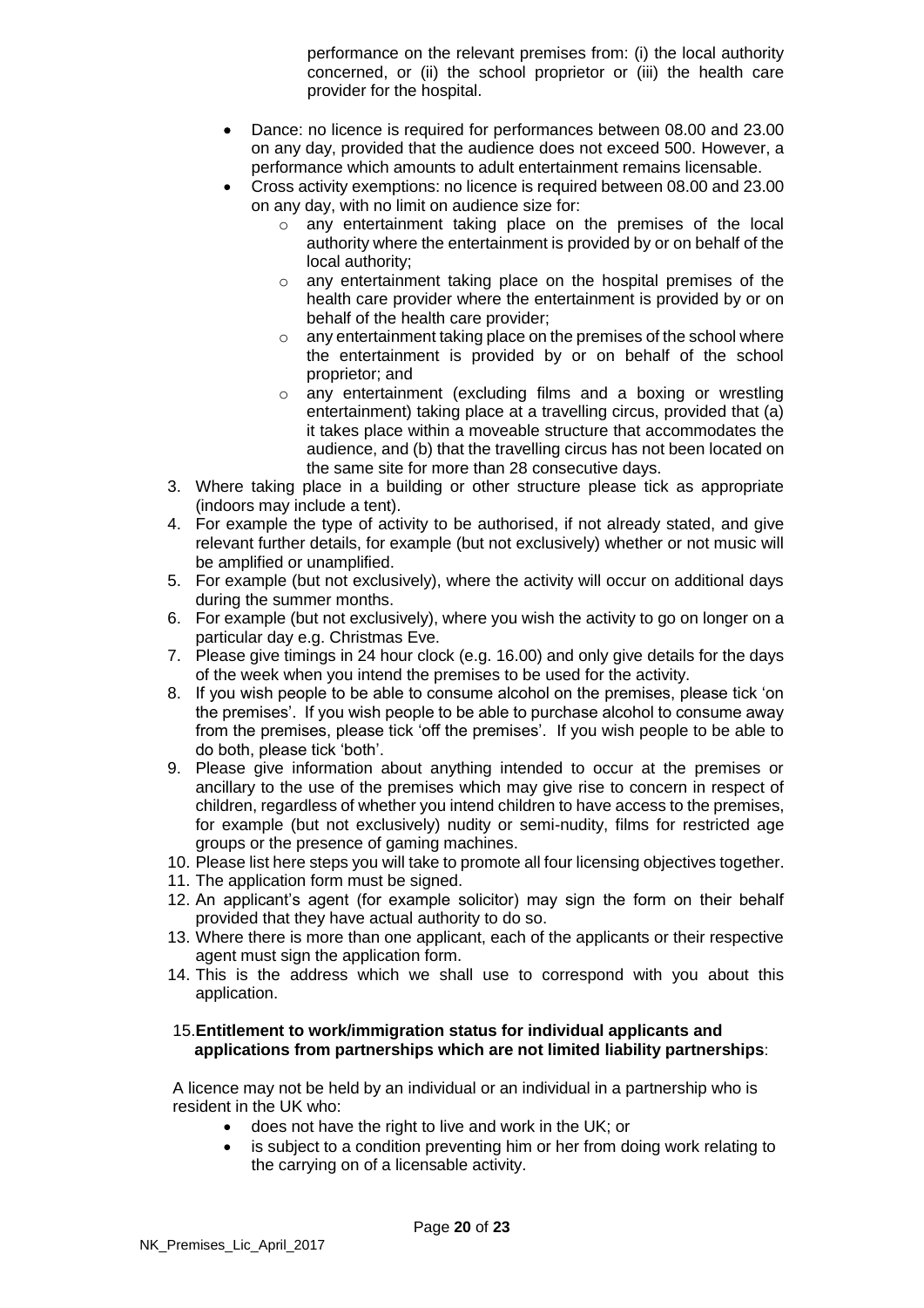performance on the relevant premises from: (i) the local authority concerned, or (ii) the school proprietor or (iii) the health care provider for the hospital.

- Dance: no licence is required for performances between 08.00 and 23.00 on any day, provided that the audience does not exceed 500. However, a performance which amounts to adult entertainment remains licensable.
- Cross activity exemptions: no licence is required between 08.00 and 23.00 on any day, with no limit on audience size for:
  - any entertainment taking place on the premises of the local authority where the entertainment is provided by or on behalf of the local authority;
  - any entertainment taking place on the hospital premises of the health care provider where the entertainment is provided by or on behalf of the health care provider;
  - any entertainment taking place on the premises of the school where the entertainment is provided by or on behalf of the school proprietor; and
  - any entertainment (excluding films and a boxing or wrestling entertainment) taking place at a travelling circus, provided that (a) it takes place within a moveable structure that accommodates the audience, and (b) that the travelling circus has not been located on the same site for more than 28 consecutive days.

3. Where taking place in a building or other structure please tick as appropriate (indoors may include a tent).
4. For example the type of activity to be authorised, if not already stated, and give relevant further details, for example (but not exclusively) whether or not music will be amplified or unamplified.
5. For example (but not exclusively), where the activity will occur on additional days during the summer months.
6. For example (but not exclusively), where you wish the activity to go on longer on a particular day e.g. Christmas Eve.
7. Please give timings in 24 hour clock (e.g. 16.00) and only give details for the days of the week when you intend the premises to be used for the activity.
8. If you wish people to be able to consume alcohol on the premises, please tick 'on the premises'. If you wish people to be able to purchase alcohol to consume away from the premises, please tick 'off the premises'. If you wish people to be able to do both, please tick 'both'.
9. Please give information about anything intended to occur at the premises or ancillary to the use of the premises which may give rise to concern in respect of children, regardless of whether you intend children to have access to the premises, for example (but not exclusively) nudity or semi-nudity, films for restricted age groups or the presence of gaming machines.
10. Please list here steps you will take to promote all four licensing objectives together.
11. The application form must be signed.
12. An applicant's agent (for example solicitor) may sign the form on their behalf provided that they have actual authority to do so.
13. Where there is more than one applicant, each of the applicants or their respective agent must sign the application form.
14. This is the address which we shall use to correspond with you about this application.

15. **Entitlement to work/immigration status for individual applicants and applications from partnerships which are not limited liability partnerships**:

A licence may not be held by an individual or an individual in a partnership who is resident in the UK who:

- does not have the right to live and work in the UK; or
- is subject to a condition preventing him or her from doing work relating to the carrying on of a licensable activity.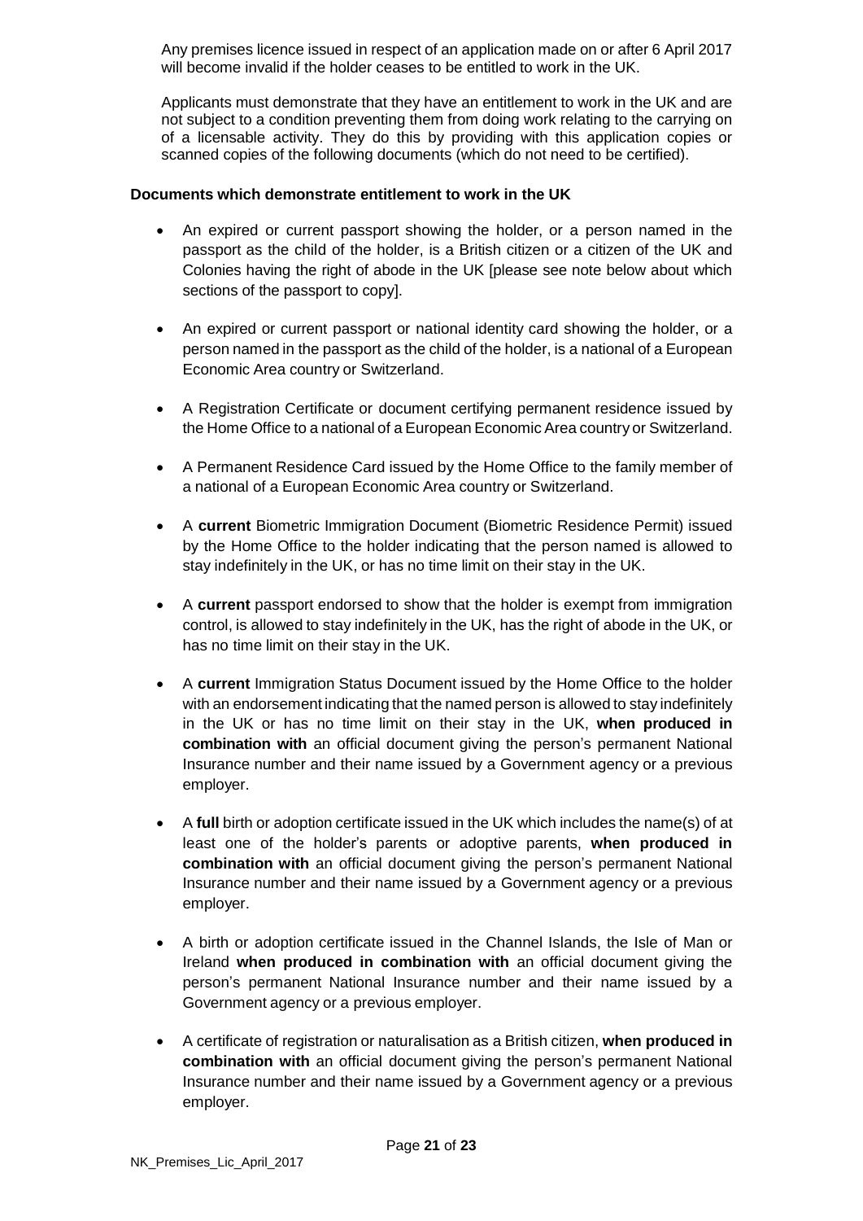Any premises licence issued in respect of an application made on or after 6 April 2017 will become invalid if the holder ceases to be entitled to work in the UK.

Applicants must demonstrate that they have an entitlement to work in the UK and are not subject to a condition preventing them from doing work relating to the carrying on of a licensable activity. They do this by providing with this application copies or scanned copies of the following documents (which do not need to be certified).

**Documents which demonstrate entitlement to work in the UK**

- An expired or current passport showing the holder, or a person named in the passport as the child of the holder, is a British citizen or a citizen of the UK and Colonies having the right of abode in the UK [please see note below about which sections of the passport to copy].
- An expired or current passport or national identity card showing the holder, or a person named in the passport as the child of the holder, is a national of a European Economic Area country or Switzerland.
- A Registration Certificate or document certifying permanent residence issued by the Home Office to a national of a European Economic Area country or Switzerland.
- A Permanent Residence Card issued by the Home Office to the family member of a national of a European Economic Area country or Switzerland.
- A **current** Biometric Immigration Document (Biometric Residence Permit) issued by the Home Office to the holder indicating that the person named is allowed to stay indefinitely in the UK, or has no time limit on their stay in the UK.
- A **current** passport endorsed to show that the holder is exempt from immigration control, is allowed to stay indefinitely in the UK, has the right of abode in the UK, or has no time limit on their stay in the UK.
- A **current** Immigration Status Document issued by the Home Office to the holder with an endorsement indicating that the named person is allowed to stay indefinitely in the UK or has no time limit on their stay in the UK, **when produced in combination with** an official document giving the person's permanent National Insurance number and their name issued by a Government agency or a previous employer.
- A **full** birth or adoption certificate issued in the UK which includes the name(s) of at least one of the holder's parents or adoptive parents, **when produced in combination with** an official document giving the person's permanent National Insurance number and their name issued by a Government agency or a previous employer.
- A birth or adoption certificate issued in the Channel Islands, the Isle of Man or Ireland **when produced in combination with** an official document giving the person's permanent National Insurance number and their name issued by a Government agency or a previous employer.
- A certificate of registration or naturalisation as a British citizen, **when produced in combination with** an official document giving the person's permanent National Insurance number and their name issued by a Government agency or a previous employer.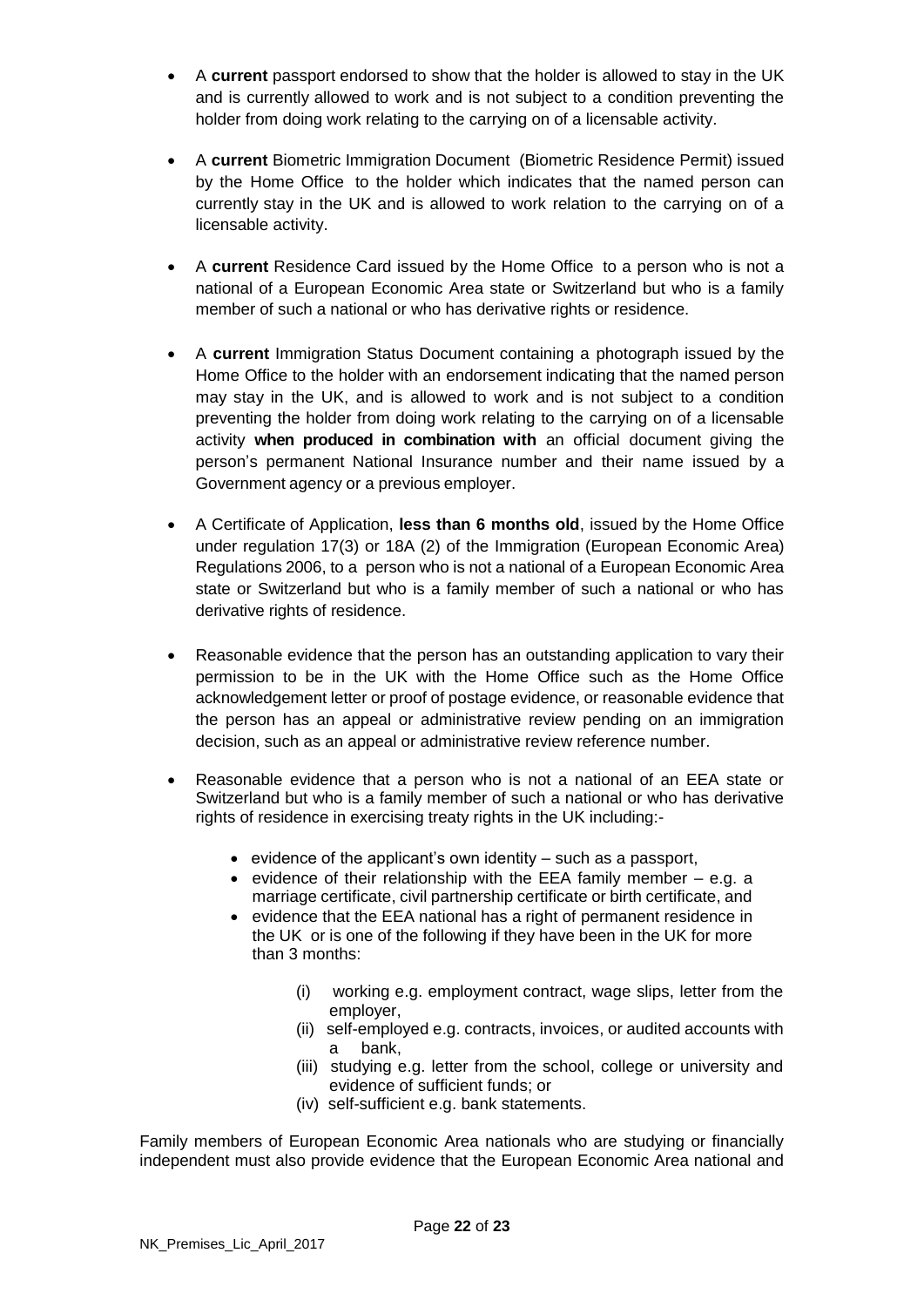- A **current** passport endorsed to show that the holder is allowed to stay in the UK and is currently allowed to work and is not subject to a condition preventing the holder from doing work relating to the carrying on of a licensable activity.

- A **current** Biometric Immigration Document (Biometric Residence Permit) issued by the Home Office to the holder which indicates that the named person can currently stay in the UK and is allowed to work relation to the carrying on of a licensable activity.

- A **current** Residence Card issued by the Home Office to a person who is not a national of a European Economic Area state or Switzerland but who is a family member of such a national or who has derivative rights or residence.

- A **current** Immigration Status Document containing a photograph issued by the Home Office to the holder with an endorsement indicating that the named person may stay in the UK, and is allowed to work and is not subject to a condition preventing the holder from doing work relating to the carrying on of a licensable activity **when produced in combination with** an official document giving the person's permanent National Insurance number and their name issued by a Government agency or a previous employer.

- A Certificate of Application, **less than 6 months old**, issued by the Home Office under regulation 17(3) or 18A (2) of the Immigration (European Economic Area) Regulations 2006, to a person who is not a national of a European Economic Area state or Switzerland but who is a family member of such a national or who has derivative rights of residence.

- Reasonable evidence that the person has an outstanding application to vary their permission to be in the UK with the Home Office such as the Home Office acknowledgement letter or proof of postage evidence, or reasonable evidence that the person has an appeal or administrative review pending on an immigration decision, such as an appeal or administrative review reference number.

- Reasonable evidence that a person who is not a national of an EEA state or Switzerland but who is a family member of such a national or who has derivative rights of residence in exercising treaty rights in the UK including:-
    - evidence of the applicant's own identity – such as a passport,
    - evidence of their relationship with the EEA family member – e.g. a marriage certificate, civil partnership certificate or birth certificate, and
    - evidence that the EEA national has a right of permanent residence in the UK or is one of the following if they have been in the UK for more than 3 months:
        - (i) working e.g. employment contract, wage slips, letter from the employer,
        - (ii) self-employed e.g. contracts, invoices, or audited accounts with a bank,
        - (iii) studying e.g. letter from the school, college or university and evidence of sufficient funds; or
        - (iv) self-sufficient e.g. bank statements.

Family members of European Economic Area nationals who are studying or financially independent must also provide evidence that the European Economic Area national and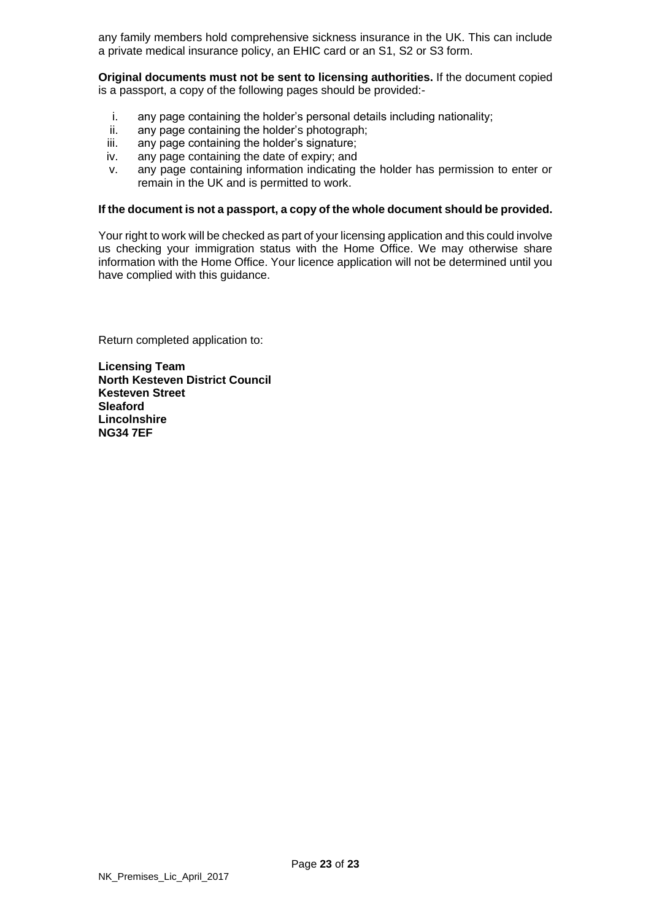any family members hold comprehensive sickness insurance in the UK. This can include a private medical insurance policy, an EHIC card or an S1, S2 or S3 form.

**Original documents must not be sent to licensing authorities.** If the document copied is a passport, a copy of the following pages should be provided:-

i. any page containing the holder's personal details including nationality;
ii. any page containing the holder's photograph;
iii. any page containing the holder's signature;
iv. any page containing the date of expiry; and
v. any page containing information indicating the holder has permission to enter or remain in the UK and is permitted to work.

**If the document is not a passport, a copy of the whole document should be provided.**

Your right to work will be checked as part of your licensing application and this could involve us checking your immigration status with the Home Office. We may otherwise share information with the Home Office. Your licence application will not be determined until you have complied with this guidance.

Return completed application to:

**Licensing Team**
**North Kesteven District Council**
**Kesteven Street**
**Sleaford**
**Lincolnshire**
**NG34 7EF**

NK_Premises_Lic_April_2017